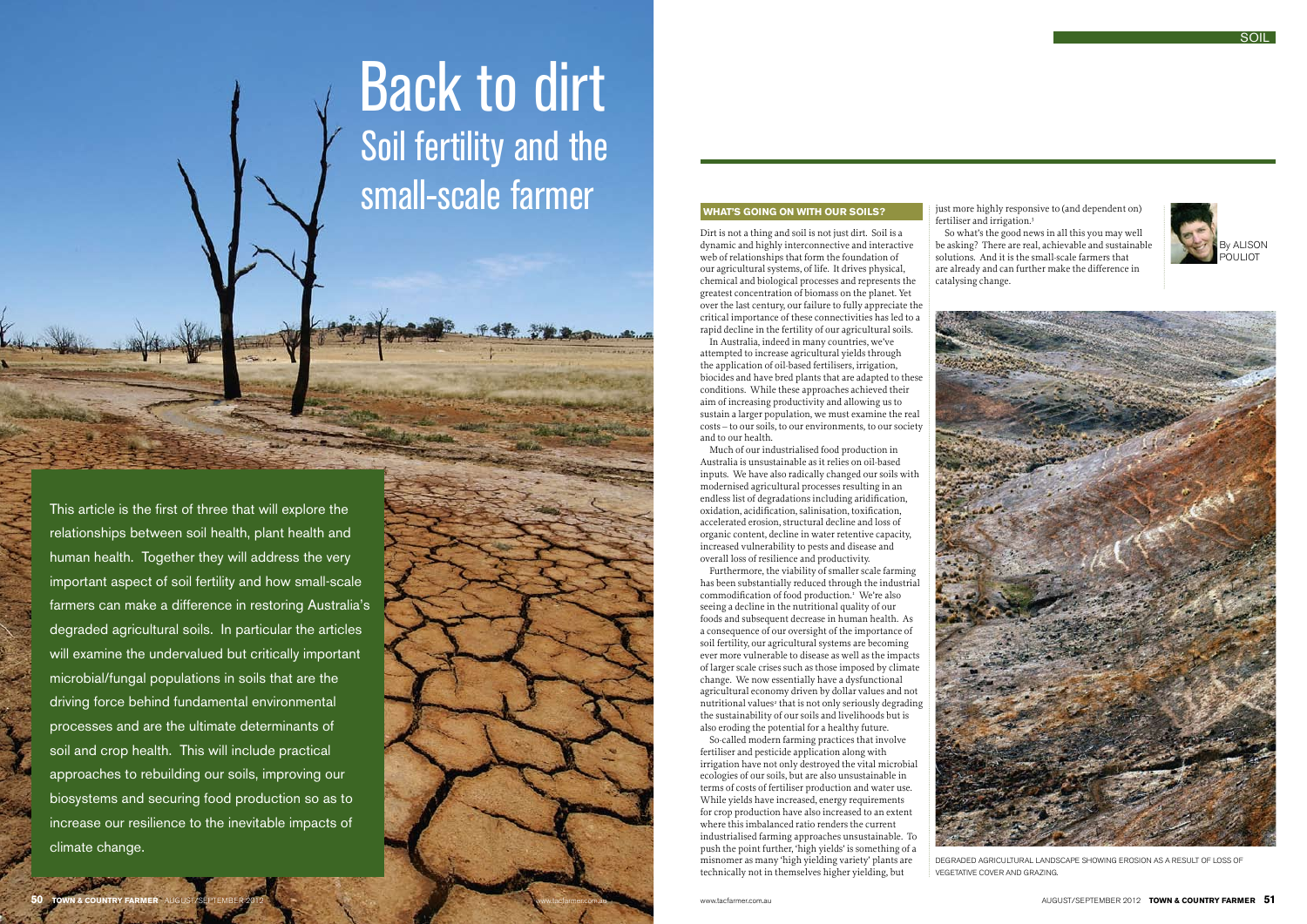# Back to dirt

## Soil fertility and the small-scale farmer

This article is the first of three that will explore the relationships between soil health, plant health and human health. Together they will address the very important aspect of soil fertility and how small-scale farmers can make a difference in restoring Australia's degraded agricultural soils. In particular the articles will examine the undervalued but critically important microbial/fungal populations in soils that are the driving force behind fundamental environmental processes and are the ultimate determinants of soil and crop health. This will include practical approaches to rebuilding our soils, improving our biosystems and securing food production so as to increase our resilience to the inevitable impacts of climate change.

By ALISON POULIOT

### WHAT'S GOING ON WITH OUR SOILS?

Dirt is not a thing and soil is not just dirt. Soil is a dynamic and highly interconnective and interactive web of relationships that form the foundation of our agricultural systems, of life. It drives physical, chemical and biological processes and represents the greatest concentration of biomass on the planet. Yet over the last century, our failure to fully appreciate the critical importance of these connectivities has led to a rapid decline in the fertility of our agricultural soils.

In Australia, indeed in many countries, we've attempted to increase agricultural yields through the application of oil-based fertilisers, irrigation, biocides and have bred plants that are adapted to these conditions. While these approaches achieved their aim of increasing productivity and allowing us to sustain a larger population, we must examine the real costs – to our soils, to our environments, to our society and to our health.

Much of our industrialised food production in Australia is unsustainable as it relies on oil-based inputs. We have also radically changed our soils with modernised agricultural processes resulting in an endless list of degradations including aridification, oxidation, acidification, salinisation, toxification, accelerated erosion, structural decline and loss of organic content, decline in water retentive capacity, increased vulnerability to pests and disease and overall loss of resilience and productivity.

Furthermore, the viability of smaller scale farming has been substantially reduced through the industrial commodification of food production.[1] We're also seeing a decline in the nutritional quality of our foods and subsequent decrease in human health. As a consequence of our oversight of the importance of soil fertility, our agricultural systems are becoming ever more vulnerable to disease as well as the impacts of larger scale crises such as those imposed by climate change. We now essentially have a dysfunctional agricultural economy driven by dollar values and not nutritional values[2] that is not only seriously degrading the sustainability of our soils and livelihoods but is also eroding the potential for a healthy future.

So-called modern farming practices that involve fertiliser and pesticide application along with irrigation have not only destroyed the vital microbial ecologies of our soils, but are also unsustainable in terms of costs of fertiliser production and water use. While yields have increased, energy requirements for crop production have also increased to an extent where this imbalanced ratio renders the current industrialised farming approaches unsustainable. To push the point further, 'high yields' is something of a misnomer as many 'high yielding variety' plants are technically not in themselves higher yielding, but just more highly responsive to (and dependent on) fertiliser and irrigation.[3]

So what's the good news in all this you may well be asking? There are real, achievable and sustainable solutions. And it is the small-scale farmers that are already and can further make the difference in catalysing change.

DEGRADED AGRICULTURAL LANDSCAPE SHOWING EROSION AS A RESULT OF LOSS OF VEGETATIVE COVER AND GRAZING.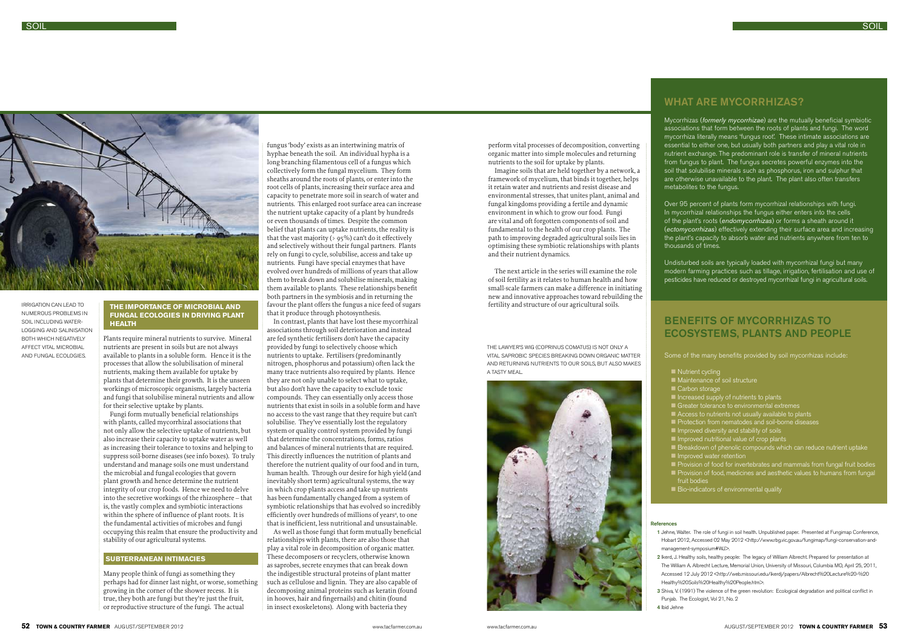IRRIGATION CAN LEAD TO NUMEROUS PROBLEMS IN SOIL INCLUDING WATER-LOGGING AND SALINISATION BOTH WHICH NEGATIVELY AFFECT VITAL MICROBIAL AND FUNGAL ECOLOGIES.

## THE IMPORTANCE OF MICROBIAL AND FUNGAL ECOLOGIES IN DRIVING PLANT HEALTH

Plants require mineral nutrients to survive. Mineral nutrients are present in soils but are not always available to plants in a soluble form. Hence it is the processes that allow the solubilisation of mineral nutrients, making them available for uptake by plants that determine their growth. It is the unseen workings of microscopic organisms, largely bacteria and fungi that solubilise mineral nutrients and allow for their selective uptake by plants.

Fungi form mutually beneficial relationships with plants, called mycorrhizal associations that not only allow the selective uptake of nutrients, but also increase their capacity to uptake water as well as increasing their tolerance to toxins and helping to suppress soil-borne diseases (see info boxes). To truly understand and manage soils one must understand the microbial and fungal ecologies that govern plant growth and hence determine the nutrient integrity of our crop foods. Hence we need to delve into the secretive workings of the rhizosphere – that is, the vastly complex and symbiotic interactions within the sphere of influence of plant roots. It is the fundamental activities of microbes and fungi occupying this realm that ensure the productivity and stability of our agricultural systems.

## SUBTERRANEAN INTIMACIES

Many people think of fungi as something they perhaps had for dinner last night, or worse, something growing in the corner of the shower recess. It is true, they both are fungi but they're just the fruit, or reproductive structure of the fungi. The actual fungus 'body' exists as an intertwining matrix of hyphae beneath the soil. An individual hypha is a long branching filamentous cell of a fungus which collectively form the fungal mycelium. They form sheaths around the roots of plants, or enter into the root cells of plants, increasing their surface area and capacity to penetrate more soil in search of water and nutrients. This enlarged root surface area can increase the nutrient uptake capacity of a plant by hundreds or even thousands of times. Despite the common belief that plants can uptake nutrients, the reality is that the vast majority (> 95%) can't do it effectively and selectively without their fungal partners. Plants rely on fungi to cycle, solubilise, access and take up nutrients. Fungi have special enzymes that have evolved over hundreds of millions of years that allow them to break down and solubilise minerals, making them available to plants. These relationships benefit both partners in the symbiosis and in returning the favour the plant offers the fungus a nice feed of sugars that it produce through photosynthesis.

In contrast, plants that have lost these mycorrhizal associations through soil deterioration and instead are fed synthetic fertilisers don't have the capacity provided by fungi to selectively choose which nutrients to uptake. Fertilisers (predominantly nitrogen, phosphorus and potassium) often lack the many trace nutrients also required by plants. Hence they are not only unable to select what to uptake, but also don't have the capacity to exclude toxic compounds. They can essentially only access those nutrients that exist in soils in a soluble form and have no access to the vast range that they require but can't solubilise. They've essentially lost the regulatory system or quality control system provided by fungi that determine the concentrations, forms, ratios and balances of mineral nutrients that are required. This directly influences the nutrition of plants and therefore the nutrient quality of our food and in turn, human health. Through our desire for high yield (and inevitably short term) agricultural systems, the way in which crop plants access and take up nutrients has been fundamentally changed from a system of symbiotic relationships that has evolved so incredibly efficiently over hundreds of millions of years[4], to one that is inefficient, less nutritional and unsustainable.

As well as those fungi that form mutually beneficial relationships with plants, there are also those that play a vital role in decomposition of organic matter. These decomposers or recyclers, otherwise known as saprobes, secrete enzymes that can break down the indigestible structural proteins of plant matter such as cellulose and lignin. They are also capable of decomposing animal proteins such as keratin (found in hooves, hair and fingernails) and chitin (found in insect exoskeletons). Along with bacteria they perform vital processes of decomposition, converting organic matter into simple molecules and returning nutrients to the soil for uptake by plants.

Imagine soils that are held together by a network, a framework of mycelium, that binds it together, helps it retain water and nutrients and resist disease and environmental stresses, that unites plant, animal and fungal kingdoms providing a fertile and dynamic environment in which to grow our food. Fungi are vital and oft forgotten components of soil and fundamental to the health of our crop plants. The path to improving degraded agricultural soils lies in optimising these symbiotic relationships with plants and their nutrient dynamics.

The next article in the series will examine the role of soil fertility as it relates to human health and how small-scale farmers can make a difference in initiating new and innovative approaches toward rebuilding the fertility and structure of our agricultural soils.

THE LAWYER'S WIG (COPRINUS COMATUS) IS NOT ONLY A VITAL SAPROBIC SPECIES BREAKING DOWN ORGANIC MATTER AND RETURNING NUTRIENTS TO OUR SOILS, BUT ALSO MAKES A TASTY MEAL.

## WHAT ARE MYCORRHIZAS?

Mycorrhizas (*formerly mycorrhizae*) are the mutually beneficial symbiotic associations that form between the roots of plants and fungi. The word mycorrhiza literally means 'fungus root'. These intimate associations are essential to either one, but usually both partners and play a vital role in nutrient exchange. The predominant role is transfer of mineral nutrients from fungus to plant. The fungus secretes powerful enzymes into the soil that solubilise minerals such as phosphorus, iron and sulphur that are otherwise unavailable to the plant. The plant also often transfers metabolites to the fungus.

Over 95 percent of plants form mycorrhizal relationships with fungi. In mycorrhizal relationships the fungus either enters into the cells of the plant's roots (*endomycorrhizas*) or forms a sheath around it (*ectomycorrhizas*) effectively extending their surface area and increasing the plant's capacity to absorb water and nutrients anywhere from ten to thousands of times.

Undisturbed soils are typically loaded with mycorrhizal fungi but many modern farming practices such as tillage, irrigation, fertilisation and use of pesticides have reduced or destroyed mycorrhizal fungi in agricultural soils.

## BENEFITS OF MYCORRHIZAS TO ECOSYSTEMS, PLANTS AND PEOPLE

Some of the many benefits provided by soil mycorrhizas include:

- Nutrient cycling
- Maintenance of soil structure
- Carbon storage
- Increased supply of nutrients to plants
- Greater tolerance to environmental extremes
- Access to nutrients not usually available to plants
- Protection from nematodes and soil-borne diseases
- Improved diversity and stability of soils
- Improved nutritional value of crop plants
- Breakdown of phenolic compounds which can reduce nutrient uptake
- Improved water retention
- Provision of food for invertebrates and mammals from fungal fruit bodies
- Provision of food, medicines and aesthetic values to humans from fungal fruit bodies
- Bio-indicators of environmental quality

**References**

1. Jehne, Walter. The role of fungi in soil health. Unpublished paper. Presented at Fungimap Conference, Hobart 2012, Accessed 02 May 2012 <http://www.rbg.vic.gov.au/fungimap/fungi-conservation-and-management-symposium#WJ>.
2. Ikerd, J. Healthy soils, healthy people: The legacy of William Albrecht. Prepared for presentation at The William A. Albrecht Lecture, Memorial Union, University of Missouri, Columbia MO, April 25, 2011, Accessed 12 July 2012 <http://web.missouri.edu/ikerdj/papers/Albrecht%20Lecture%20-%20Healthy%20Soils%20Healthy%20People.htm>.
3. Shiva, V. (1991) The violence of the green revolution: Ecological degradation and political conflict in Punjab. The Ecologist, Vol 21, No. 2
4. Ibid Jehne